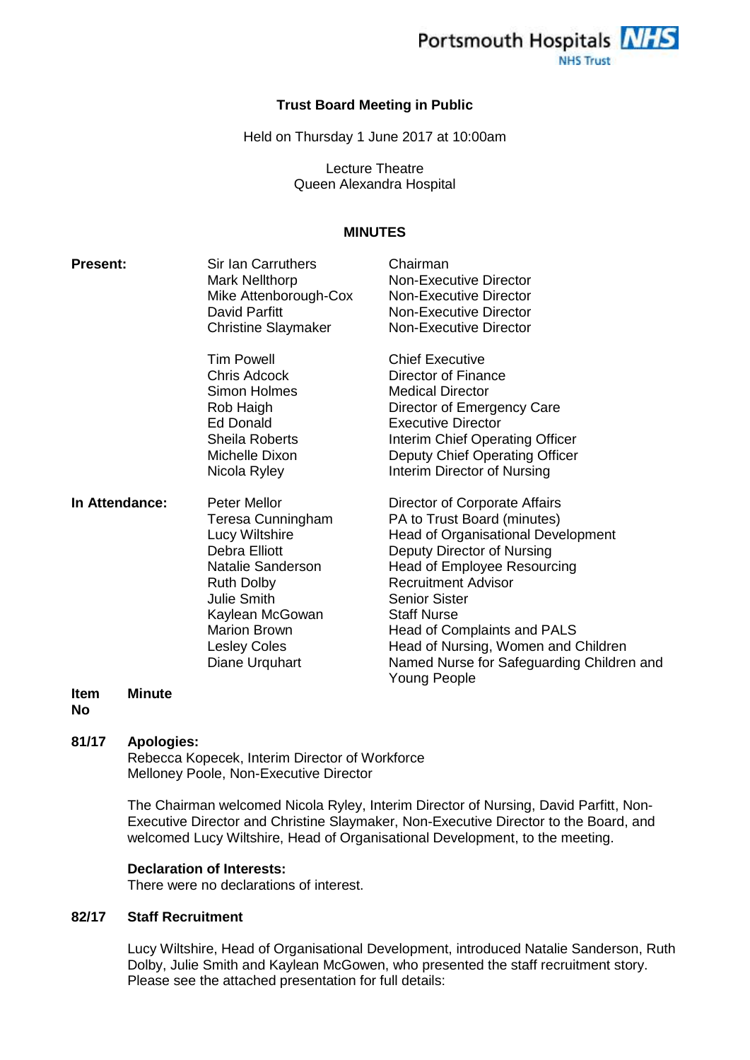Portsmouth Hospitals NHS Trust

# Trust Board Meeting in Public

Held on Thursday 1 June 2017 at 10:00am

Lecture Theatre
Queen Alexandra Hospital

## MINUTES

| | | |
|---|---|---|
| **Present:** | Sir Ian Carruthers | Chairman |
| | Mark Nellthorp | Non-Executive Director |
| | Mike Attenborough-Cox | Non-Executive Director |
| | David Parfitt | Non-Executive Director |
| | Christine Slaymaker | Non-Executive Director |
| | Tim Powell | Chief Executive |
| | Chris Adcock | Director of Finance |
| | Simon Holmes | Medical Director |
| | Rob Haigh | Director of Emergency Care |
| | Ed Donald | Executive Director |
| | Sheila Roberts | Interim Chief Operating Officer |
| | Michelle Dixon | Deputy Chief Operating Officer |
| | Nicola Ryley | Interim Director of Nursing |
| **In Attendance:** | Peter Mellor | Director of Corporate Affairs |
| | Teresa Cunningham | PA to Trust Board (minutes) |
| | Lucy Wiltshire | Head of Organisational Development |
| | Debra Elliott | Deputy Director of Nursing |
| | Natalie Sanderson | Head of Employee Resourcing |
| | Ruth Dolby | Recruitment Advisor |
| | Julie Smith | Senior Sister |
| | Kaylean McGowan | Staff Nurse |
| | Marion Brown | Head of Complaints and PALS |
| | Lesley Coles | Head of Nursing, Women and Children |
| | Diane Urquhart | Named Nurse for Safeguarding Children and Young People |

| **Item No** | **Minute** |
|---|---|

**81/17 Apologies:**

Rebecca Kopecek, Interim Director of Workforce
Melloney Poole, Non-Executive Director

The Chairman welcomed Nicola Ryley, Interim Director of Nursing, David Parfitt, Non-Executive Director and Christine Slaymaker, Non-Executive Director to the Board, and welcomed Lucy Wiltshire, Head of Organisational Development, to the meeting.

**Declaration of Interests:**

There were no declarations of interest.

**82/17 Staff Recruitment**

Lucy Wiltshire, Head of Organisational Development, introduced Natalie Sanderson, Ruth Dolby, Julie Smith and Kaylean McGowen, who presented the staff recruitment story. Please see the attached presentation for full details: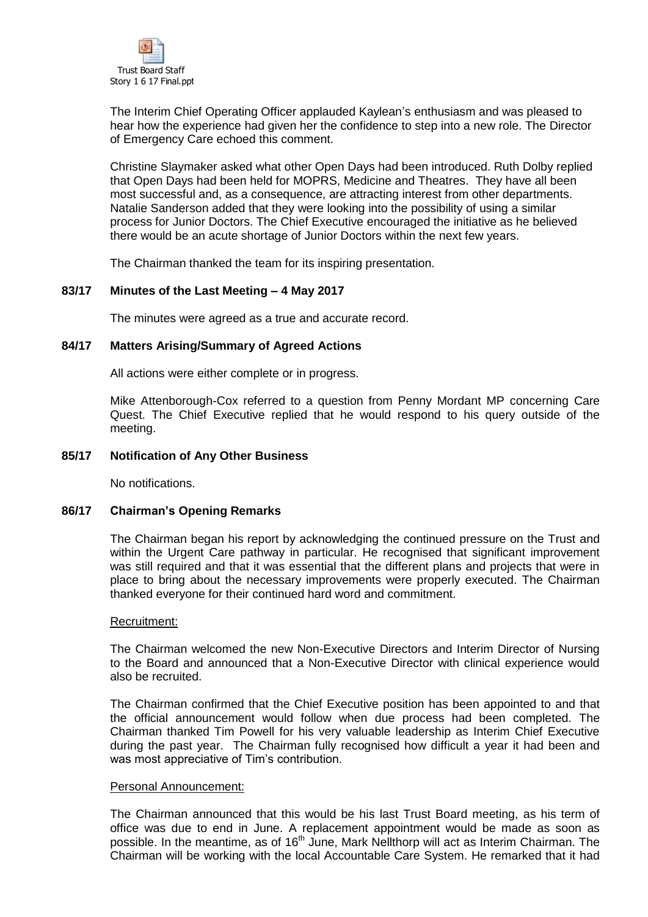Trust Board Staff Story 1 6 17 Final.ppt

The Interim Chief Operating Officer applauded Kaylean's enthusiasm and was pleased to hear how the experience had given her the confidence to step into a new role. The Director of Emergency Care echoed this comment.

Christine Slaymaker asked what other Open Days had been introduced. Ruth Dolby replied that Open Days had been held for MOPRS, Medicine and Theatres. They have all been most successful and, as a consequence, are attracting interest from other departments. Natalie Sanderson added that they were looking into the possibility of using a similar process for Junior Doctors. The Chief Executive encouraged the initiative as he believed there would be an acute shortage of Junior Doctors within the next few years.

The Chairman thanked the team for its inspiring presentation.

**83/17 Minutes of the Last Meeting – 4 May 2017**

The minutes were agreed as a true and accurate record.

**84/17 Matters Arising/Summary of Agreed Actions**

All actions were either complete or in progress.

Mike Attenborough-Cox referred to a question from Penny Mordant MP concerning Care Quest. The Chief Executive replied that he would respond to his query outside of the meeting.

**85/17 Notification of Any Other Business**

No notifications.

**86/17 Chairman's Opening Remarks**

The Chairman began his report by acknowledging the continued pressure on the Trust and within the Urgent Care pathway in particular. He recognised that significant improvement was still required and that it was essential that the different plans and projects that were in place to bring about the necessary improvements were properly executed. The Chairman thanked everyone for their continued hard word and commitment.

Recruitment:

The Chairman welcomed the new Non-Executive Directors and Interim Director of Nursing to the Board and announced that a Non-Executive Director with clinical experience would also be recruited.

The Chairman confirmed that the Chief Executive position has been appointed to and that the official announcement would follow when due process had been completed. The Chairman thanked Tim Powell for his very valuable leadership as Interim Chief Executive during the past year. The Chairman fully recognised how difficult a year it had been and was most appreciative of Tim's contribution.

Personal Announcement:

The Chairman announced that this would be his last Trust Board meeting, as his term of office was due to end in June. A replacement appointment would be made as soon as possible. In the meantime, as of 16th June, Mark Nellthorp will act as Interim Chairman. The Chairman will be working with the local Accountable Care System. He remarked that it had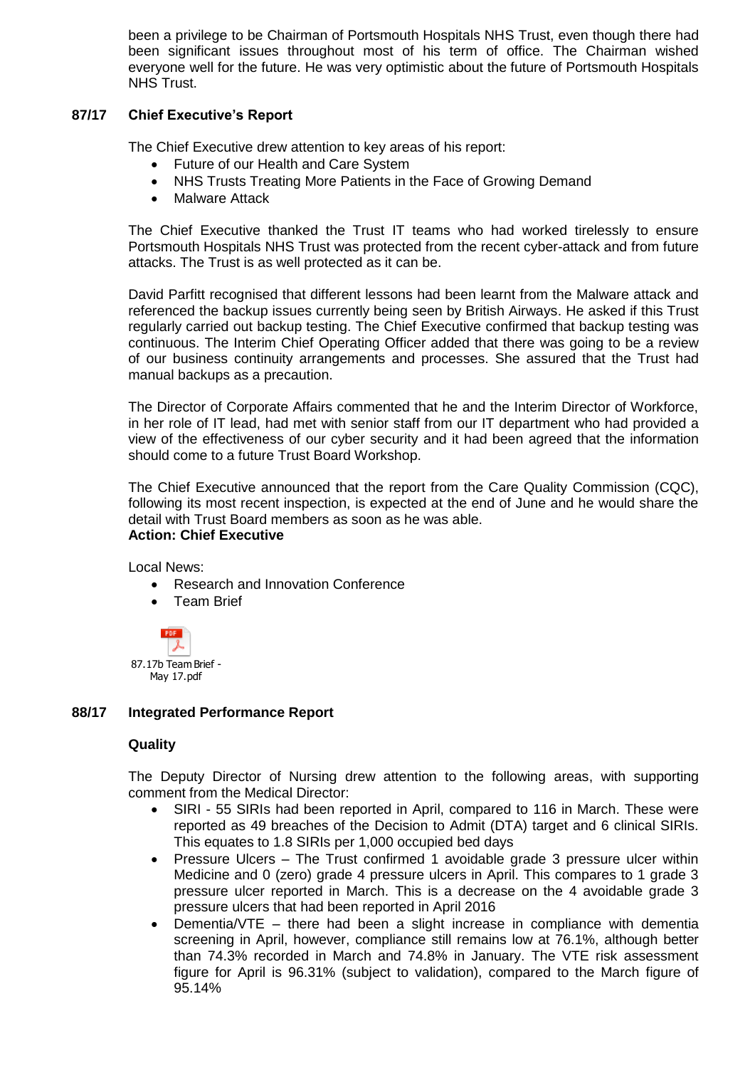been a privilege to be Chairman of Portsmouth Hospitals NHS Trust, even though there had been significant issues throughout most of his term of office. The Chairman wished everyone well for the future. He was very optimistic about the future of Portsmouth Hospitals NHS Trust.

**87/17 Chief Executive's Report**

The Chief Executive drew attention to key areas of his report:

- Future of our Health and Care System
- NHS Trusts Treating More Patients in the Face of Growing Demand
- Malware Attack

The Chief Executive thanked the Trust IT teams who had worked tirelessly to ensure Portsmouth Hospitals NHS Trust was protected from the recent cyber-attack and from future attacks. The Trust is as well protected as it can be.

David Parfitt recognised that different lessons had been learnt from the Malware attack and referenced the backup issues currently being seen by British Airways. He asked if this Trust regularly carried out backup testing. The Chief Executive confirmed that backup testing was continuous. The Interim Chief Operating Officer added that there was going to be a review of our business continuity arrangements and processes. She assured that the Trust had manual backups as a precaution.

The Director of Corporate Affairs commented that he and the Interim Director of Workforce, in her role of IT lead, had met with senior staff from our IT department who had provided a view of the effectiveness of our cyber security and it had been agreed that the information should come to a future Trust Board Workshop.

The Chief Executive announced that the report from the Care Quality Commission (CQC), following its most recent inspection, is expected at the end of June and he would share the detail with Trust Board members as soon as he was able.
**Action: Chief Executive**

Local News:

- Research and Innovation Conference
- Team Brief

87.17b Team Brief - May 17.pdf

**88/17 Integrated Performance Report**

**Quality**

The Deputy Director of Nursing drew attention to the following areas, with supporting comment from the Medical Director:

- SIRI - 55 SIRIs had been reported in April, compared to 116 in March. These were reported as 49 breaches of the Decision to Admit (DTA) target and 6 clinical SIRIs. This equates to 1.8 SIRIs per 1,000 occupied bed days
- Pressure Ulcers – The Trust confirmed 1 avoidable grade 3 pressure ulcer within Medicine and 0 (zero) grade 4 pressure ulcers in April. This compares to 1 grade 3 pressure ulcer reported in March. This is a decrease on the 4 avoidable grade 3 pressure ulcers that had been reported in April 2016
- Dementia/VTE – there had been a slight increase in compliance with dementia screening in April, however, compliance still remains low at 76.1%, although better than 74.3% recorded in March and 74.8% in January. The VTE risk assessment figure for April is 96.31% (subject to validation), compared to the March figure of 95.14%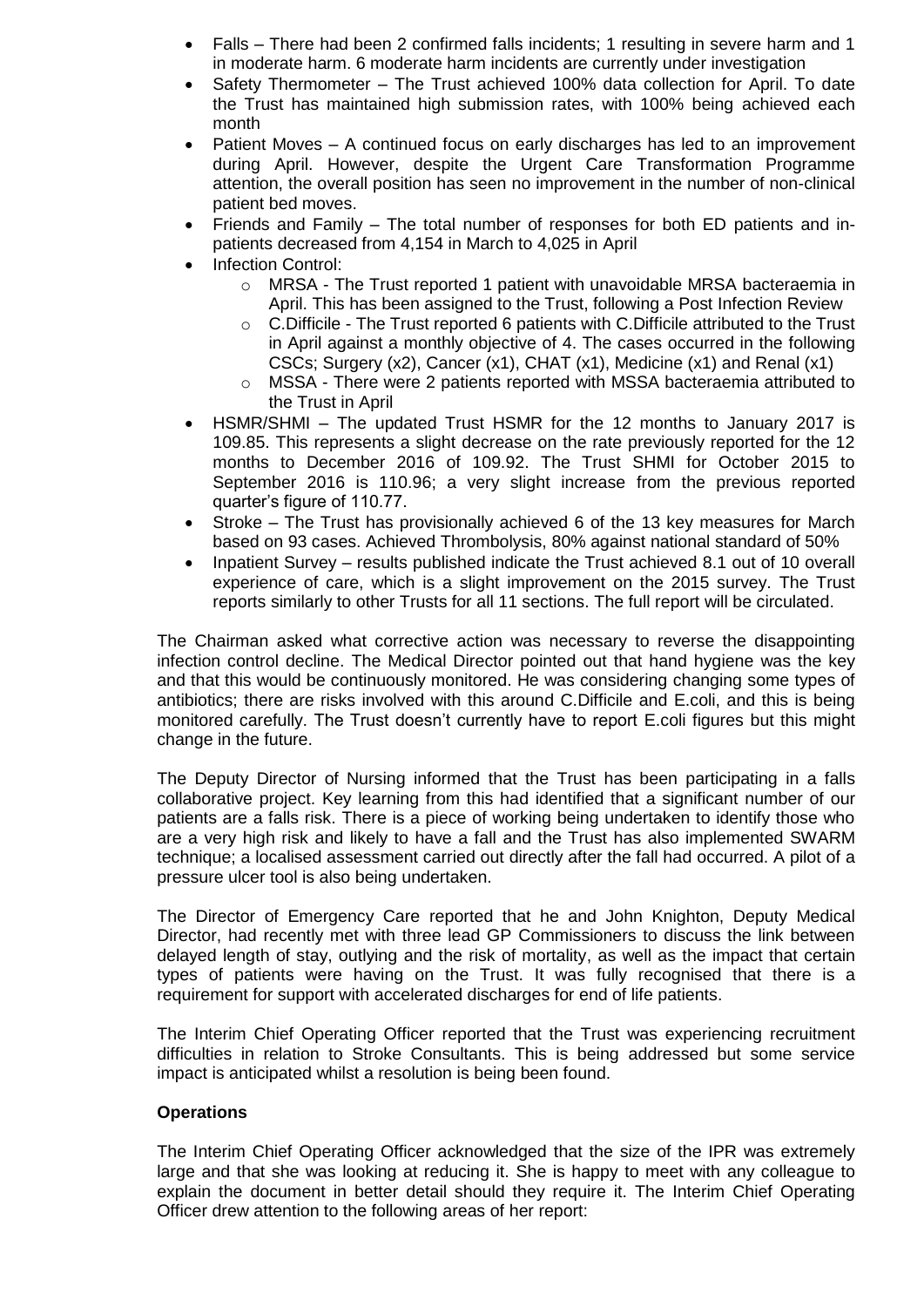- Falls – There had been 2 confirmed falls incidents; 1 resulting in severe harm and 1 in moderate harm. 6 moderate harm incidents are currently under investigation
- Safety Thermometer – The Trust achieved 100% data collection for April. To date the Trust has maintained high submission rates, with 100% being achieved each month
- Patient Moves – A continued focus on early discharges has led to an improvement during April. However, despite the Urgent Care Transformation Programme attention, the overall position has seen no improvement in the number of non-clinical patient bed moves.
- Friends and Family – The total number of responses for both ED patients and in-patients decreased from 4,154 in March to 4,025 in April
- Infection Control:
  - MRSA - The Trust reported 1 patient with unavoidable MRSA bacteraemia in April. This has been assigned to the Trust, following a Post Infection Review
  - C.Difficile - The Trust reported 6 patients with C.Difficile attributed to the Trust in April against a monthly objective of 4. The cases occurred in the following CSCs; Surgery (x2), Cancer (x1), CHAT (x1), Medicine (x1) and Renal (x1)
  - MSSA - There were 2 patients reported with MSSA bacteraemia attributed to the Trust in April
- HSMR/SHMI – The updated Trust HSMR for the 12 months to January 2017 is 109.85. This represents a slight decrease on the rate previously reported for the 12 months to December 2016 of 109.92. The Trust SHMI for October 2015 to September 2016 is 110.96; a very slight increase from the previous reported quarter's figure of 110.77.
- Stroke – The Trust has provisionally achieved 6 of the 13 key measures for March based on 93 cases. Achieved Thrombolysis, 80% against national standard of 50%
- Inpatient Survey – results published indicate the Trust achieved 8.1 out of 10 overall experience of care, which is a slight improvement on the 2015 survey. The Trust reports similarly to other Trusts for all 11 sections. The full report will be circulated.

The Chairman asked what corrective action was necessary to reverse the disappointing infection control decline. The Medical Director pointed out that hand hygiene was the key and that this would be continuously monitored. He was considering changing some types of antibiotics; there are risks involved with this around C.Difficile and E.coli, and this is being monitored carefully. The Trust doesn't currently have to report E.coli figures but this might change in the future.

The Deputy Director of Nursing informed that the Trust has been participating in a falls collaborative project. Key learning from this had identified that a significant number of our patients are a falls risk. There is a piece of working being undertaken to identify those who are a very high risk and likely to have a fall and the Trust has also implemented SWARM technique; a localised assessment carried out directly after the fall had occurred. A pilot of a pressure ulcer tool is also being undertaken.

The Director of Emergency Care reported that he and John Knighton, Deputy Medical Director, had recently met with three lead GP Commissioners to discuss the link between delayed length of stay, outlying and the risk of mortality, as well as the impact that certain types of patients were having on the Trust. It was fully recognised that there is a requirement for support with accelerated discharges for end of life patients.

The Interim Chief Operating Officer reported that the Trust was experiencing recruitment difficulties in relation to Stroke Consultants. This is being addressed but some service impact is anticipated whilst a resolution is being been found.

**Operations**

The Interim Chief Operating Officer acknowledged that the size of the IPR was extremely large and that she was looking at reducing it. She is happy to meet with any colleague to explain the document in better detail should they require it. The Interim Chief Operating Officer drew attention to the following areas of her report: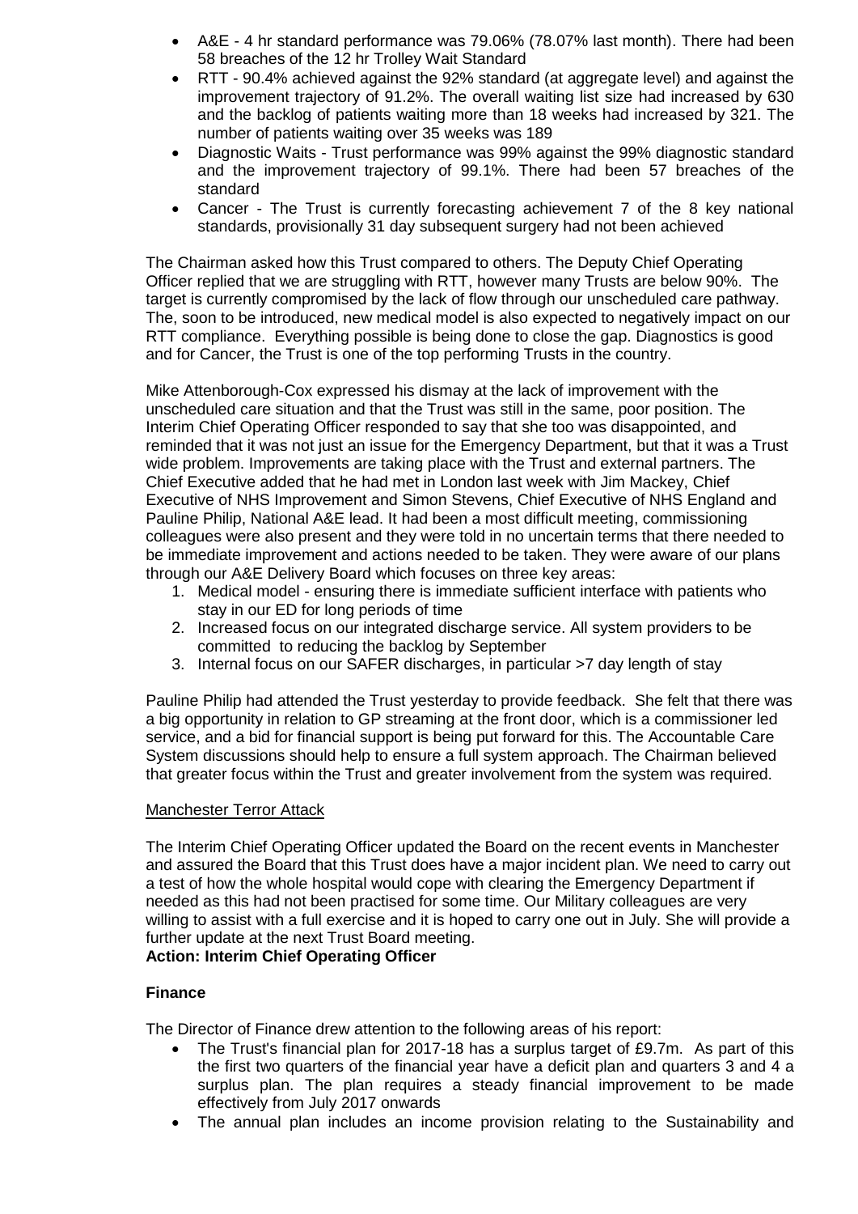- A&E - 4 hr standard performance was 79.06% (78.07% last month). There had been 58 breaches of the 12 hr Trolley Wait Standard
- RTT - 90.4% achieved against the 92% standard (at aggregate level) and against the improvement trajectory of 91.2%. The overall waiting list size had increased by 630 and the backlog of patients waiting more than 18 weeks had increased by 321. The number of patients waiting over 35 weeks was 189
- Diagnostic Waits - Trust performance was 99% against the 99% diagnostic standard and the improvement trajectory of 99.1%. There had been 57 breaches of the standard
- Cancer - The Trust is currently forecasting achievement 7 of the 8 key national standards, provisionally 31 day subsequent surgery had not been achieved

The Chairman asked how this Trust compared to others. The Deputy Chief Operating Officer replied that we are struggling with RTT, however many Trusts are below 90%. The target is currently compromised by the lack of flow through our unscheduled care pathway. The, soon to be introduced, new medical model is also expected to negatively impact on our RTT compliance. Everything possible is being done to close the gap. Diagnostics is good and for Cancer, the Trust is one of the top performing Trusts in the country.

Mike Attenborough-Cox expressed his dismay at the lack of improvement with the unscheduled care situation and that the Trust was still in the same, poor position. The Interim Chief Operating Officer responded to say that she too was disappointed, and reminded that it was not just an issue for the Emergency Department, but that it was a Trust wide problem. Improvements are taking place with the Trust and external partners. The Chief Executive added that he had met in London last week with Jim Mackey, Chief Executive of NHS Improvement and Simon Stevens, Chief Executive of NHS England and Pauline Philip, National A&E lead. It had been a most difficult meeting, commissioning colleagues were also present and they were told in no uncertain terms that there needed to be immediate improvement and actions needed to be taken. They were aware of our plans through our A&E Delivery Board which focuses on three key areas:

1. Medical model - ensuring there is immediate sufficient interface with patients who stay in our ED for long periods of time
2. Increased focus on our integrated discharge service. All system providers to be committed to reducing the backlog by September
3. Internal focus on our SAFER discharges, in particular >7 day length of stay

Pauline Philip had attended the Trust yesterday to provide feedback. She felt that there was a big opportunity in relation to GP streaming at the front door, which is a commissioner led service, and a bid for financial support is being put forward for this. The Accountable Care System discussions should help to ensure a full system approach. The Chairman believed that greater focus within the Trust and greater involvement from the system was required.

Manchester Terror Attack

The Interim Chief Operating Officer updated the Board on the recent events in Manchester and assured the Board that this Trust does have a major incident plan. We need to carry out a test of how the whole hospital would cope with clearing the Emergency Department if needed as this had not been practised for some time. Our Military colleagues are very willing to assist with a full exercise and it is hoped to carry one out in July. She will provide a further update at the next Trust Board meeting.

**Action: Interim Chief Operating Officer**

**Finance**

The Director of Finance drew attention to the following areas of his report:

- The Trust's financial plan for 2017-18 has a surplus target of £9.7m. As part of this the first two quarters of the financial year have a deficit plan and quarters 3 and 4 a surplus plan. The plan requires a steady financial improvement to be made effectively from July 2017 onwards
- The annual plan includes an income provision relating to the Sustainability and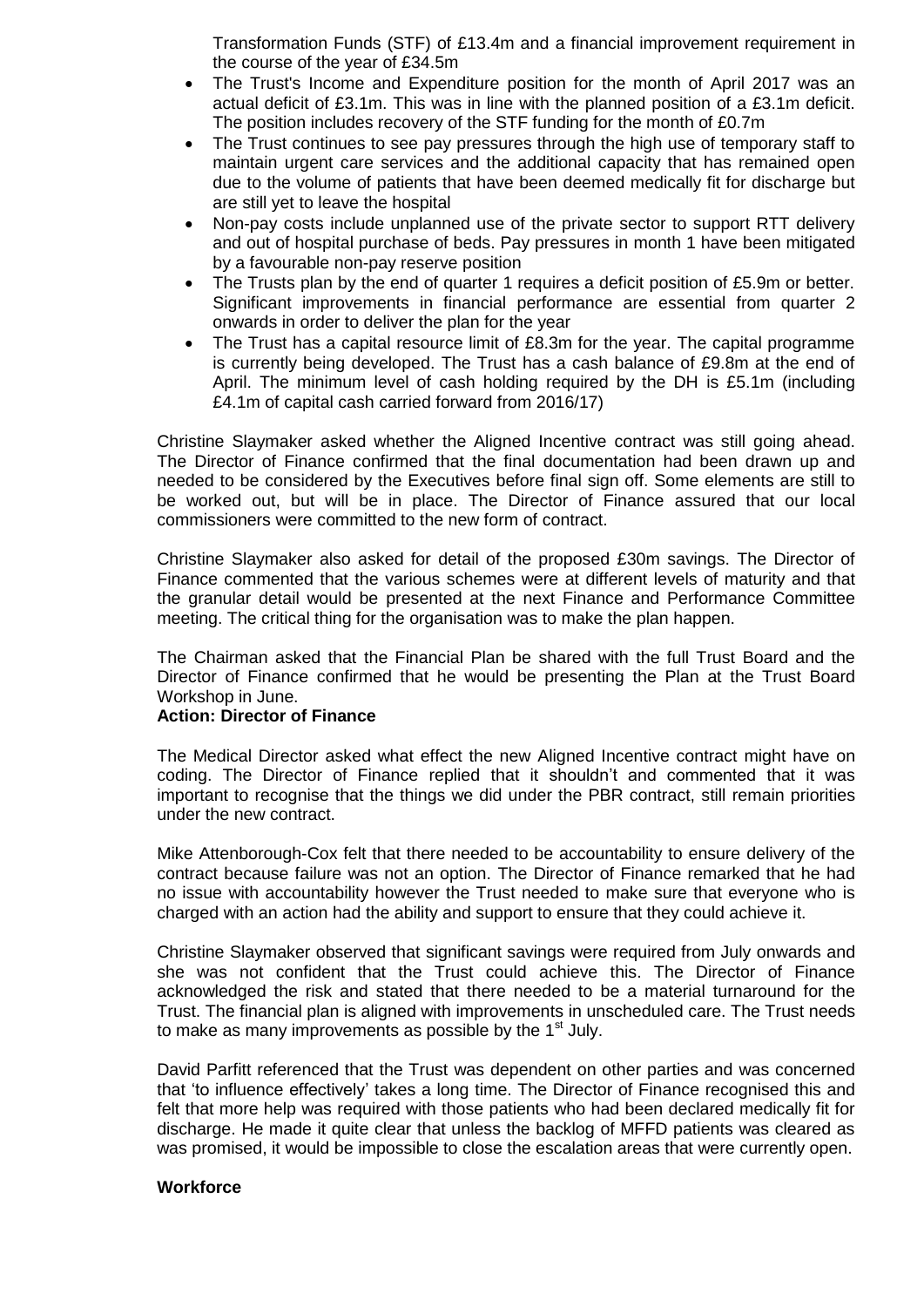Transformation Funds (STF) of £13.4m and a financial improvement requirement in the course of the year of £34.5m

- The Trust's Income and Expenditure position for the month of April 2017 was an actual deficit of £3.1m. This was in line with the planned position of a £3.1m deficit. The position includes recovery of the STF funding for the month of £0.7m
- The Trust continues to see pay pressures through the high use of temporary staff to maintain urgent care services and the additional capacity that has remained open due to the volume of patients that have been deemed medically fit for discharge but are still yet to leave the hospital
- Non-pay costs include unplanned use of the private sector to support RTT delivery and out of hospital purchase of beds. Pay pressures in month 1 have been mitigated by a favourable non-pay reserve position
- The Trusts plan by the end of quarter 1 requires a deficit position of £5.9m or better. Significant improvements in financial performance are essential from quarter 2 onwards in order to deliver the plan for the year
- The Trust has a capital resource limit of £8.3m for the year. The capital programme is currently being developed. The Trust has a cash balance of £9.8m at the end of April. The minimum level of cash holding required by the DH is £5.1m (including £4.1m of capital cash carried forward from 2016/17)

Christine Slaymaker asked whether the Aligned Incentive contract was still going ahead. The Director of Finance confirmed that the final documentation had been drawn up and needed to be considered by the Executives before final sign off. Some elements are still to be worked out, but will be in place. The Director of Finance assured that our local commissioners were committed to the new form of contract.

Christine Slaymaker also asked for detail of the proposed £30m savings. The Director of Finance commented that the various schemes were at different levels of maturity and that the granular detail would be presented at the next Finance and Performance Committee meeting. The critical thing for the organisation was to make the plan happen.

The Chairman asked that the Financial Plan be shared with the full Trust Board and the Director of Finance confirmed that he would be presenting the Plan at the Trust Board Workshop in June.

**Action: Director of Finance**

The Medical Director asked what effect the new Aligned Incentive contract might have on coding. The Director of Finance replied that it shouldn't and commented that it was important to recognise that the things we did under the PBR contract, still remain priorities under the new contract.

Mike Attenborough-Cox felt that there needed to be accountability to ensure delivery of the contract because failure was not an option. The Director of Finance remarked that he had no issue with accountability however the Trust needed to make sure that everyone who is charged with an action had the ability and support to ensure that they could achieve it.

Christine Slaymaker observed that significant savings were required from July onwards and she was not confident that the Trust could achieve this. The Director of Finance acknowledged the risk and stated that there needed to be a material turnaround for the Trust. The financial plan is aligned with improvements in unscheduled care. The Trust needs to make as many improvements as possible by the 1st July.

David Parfitt referenced that the Trust was dependent on other parties and was concerned that 'to influence effectively' takes a long time. The Director of Finance recognised this and felt that more help was required with those patients who had been declared medically fit for discharge. He made it quite clear that unless the backlog of MFFD patients was cleared as was promised, it would be impossible to close the escalation areas that were currently open.

**Workforce**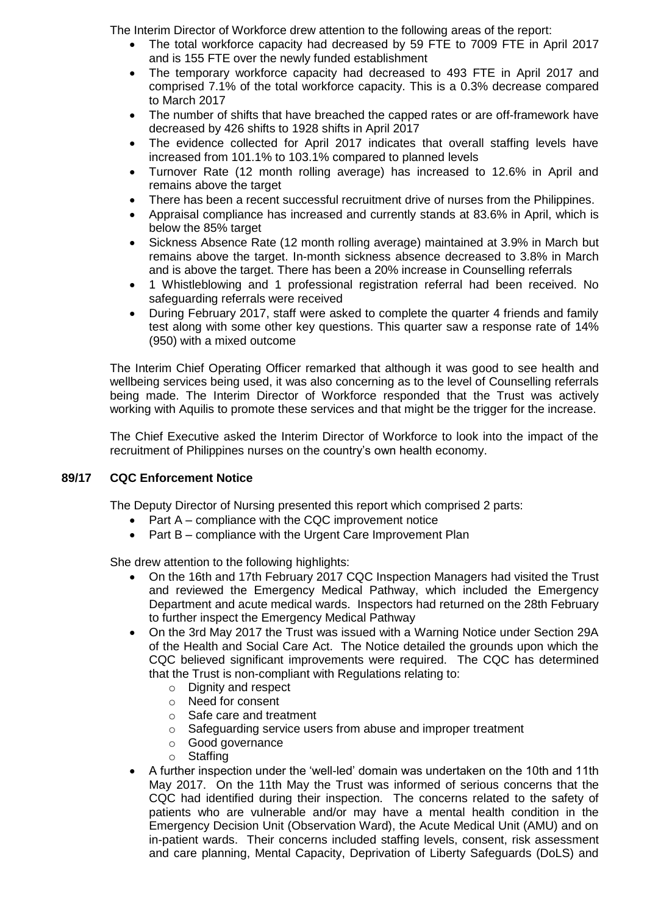The Interim Director of Workforce drew attention to the following areas of the report:

- The total workforce capacity had decreased by 59 FTE to 7009 FTE in April 2017 and is 155 FTE over the newly funded establishment
- The temporary workforce capacity had decreased to 493 FTE in April 2017 and comprised 7.1% of the total workforce capacity. This is a 0.3% decrease compared to March 2017
- The number of shifts that have breached the capped rates or are off-framework have decreased by 426 shifts to 1928 shifts in April 2017
- The evidence collected for April 2017 indicates that overall staffing levels have increased from 101.1% to 103.1% compared to planned levels
- Turnover Rate (12 month rolling average) has increased to 12.6% in April and remains above the target
- There has been a recent successful recruitment drive of nurses from the Philippines.
- Appraisal compliance has increased and currently stands at 83.6% in April, which is below the 85% target
- Sickness Absence Rate (12 month rolling average) maintained at 3.9% in March but remains above the target. In-month sickness absence decreased to 3.8% in March and is above the target. There has been a 20% increase in Counselling referrals
- 1 Whistleblowing and 1 professional registration referral had been received. No safeguarding referrals were received
- During February 2017, staff were asked to complete the quarter 4 friends and family test along with some other key questions. This quarter saw a response rate of 14% (950) with a mixed outcome

The Interim Chief Operating Officer remarked that although it was good to see health and wellbeing services being used, it was also concerning as to the level of Counselling referrals being made. The Interim Director of Workforce responded that the Trust was actively working with Aquilis to promote these services and that might be the trigger for the increase.

The Chief Executive asked the Interim Director of Workforce to look into the impact of the recruitment of Philippines nurses on the country's own health economy.

**89/17 CQC Enforcement Notice**

The Deputy Director of Nursing presented this report which comprised 2 parts:

- Part A – compliance with the CQC improvement notice
- Part B – compliance with the Urgent Care Improvement Plan

She drew attention to the following highlights:

- On the 16th and 17th February 2017 CQC Inspection Managers had visited the Trust and reviewed the Emergency Medical Pathway, which included the Emergency Department and acute medical wards. Inspectors had returned on the 28th February to further inspect the Emergency Medical Pathway
- On the 3rd May 2017 the Trust was issued with a Warning Notice under Section 29A of the Health and Social Care Act. The Notice detailed the grounds upon which the CQC believed significant improvements were required. The CQC has determined that the Trust is non-compliant with Regulations relating to:
  - Dignity and respect
  - Need for consent
  - Safe care and treatment
  - Safeguarding service users from abuse and improper treatment
  - Good governance
  - Staffing
- A further inspection under the 'well-led' domain was undertaken on the 10th and 11th May 2017. On the 11th May the Trust was informed of serious concerns that the CQC had identified during their inspection. The concerns related to the safety of patients who are vulnerable and/or may have a mental health condition in the Emergency Decision Unit (Observation Ward), the Acute Medical Unit (AMU) and on in-patient wards. Their concerns included staffing levels, consent, risk assessment and care planning, Mental Capacity, Deprivation of Liberty Safeguards (DoLS) and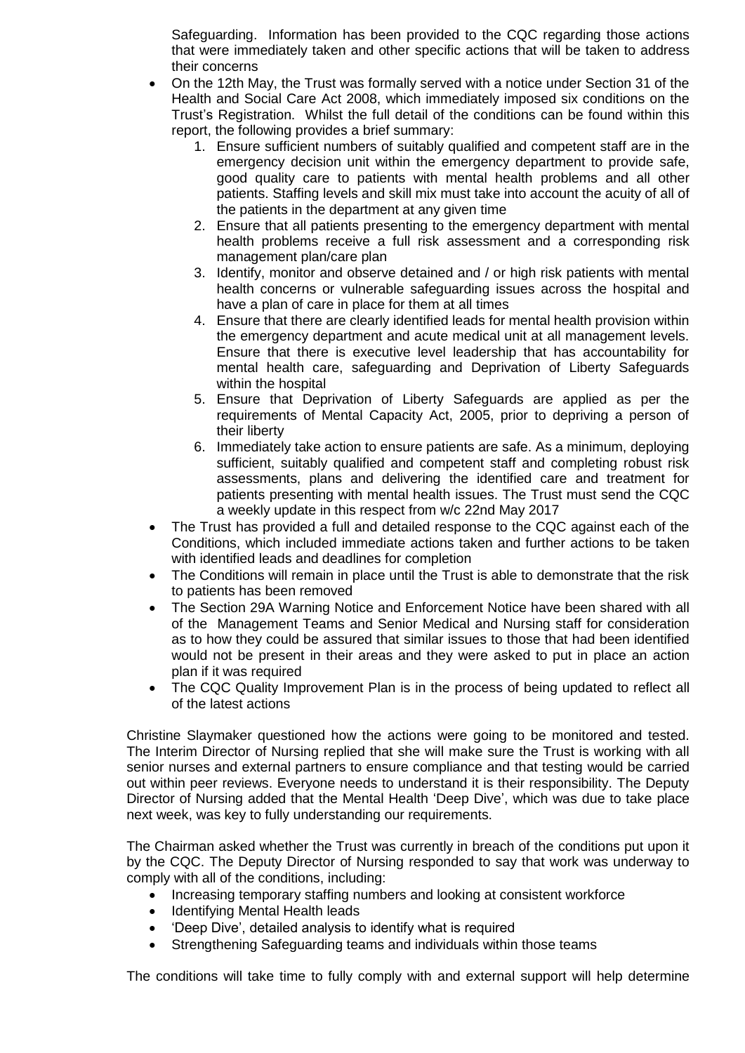Safeguarding. Information has been provided to the CQC regarding those actions that were immediately taken and other specific actions that will be taken to address their concerns

- On the 12th May, the Trust was formally served with a notice under Section 31 of the Health and Social Care Act 2008, which immediately imposed six conditions on the Trust's Registration. Whilst the full detail of the conditions can be found within this report, the following provides a brief summary:
    1. Ensure sufficient numbers of suitably qualified and competent staff are in the emergency decision unit within the emergency department to provide safe, good quality care to patients with mental health problems and all other patients. Staffing levels and skill mix must take into account the acuity of all of the patients in the department at any given time
    2. Ensure that all patients presenting to the emergency department with mental health problems receive a full risk assessment and a corresponding risk management plan/care plan
    3. Identify, monitor and observe detained and / or high risk patients with mental health concerns or vulnerable safeguarding issues across the hospital and have a plan of care in place for them at all times
    4. Ensure that there are clearly identified leads for mental health provision within the emergency department and acute medical unit at all management levels. Ensure that there is executive level leadership that has accountability for mental health care, safeguarding and Deprivation of Liberty Safeguards within the hospital
    5. Ensure that Deprivation of Liberty Safeguards are applied as per the requirements of Mental Capacity Act, 2005, prior to depriving a person of their liberty
    6. Immediately take action to ensure patients are safe. As a minimum, deploying sufficient, suitably qualified and competent staff and completing robust risk assessments, plans and delivering the identified care and treatment for patients presenting with mental health issues. The Trust must send the CQC a weekly update in this respect from w/c 22nd May 2017
- The Trust has provided a full and detailed response to the CQC against each of the Conditions, which included immediate actions taken and further actions to be taken with identified leads and deadlines for completion
- The Conditions will remain in place until the Trust is able to demonstrate that the risk to patients has been removed
- The Section 29A Warning Notice and Enforcement Notice have been shared with all of the Management Teams and Senior Medical and Nursing staff for consideration as to how they could be assured that similar issues to those that had been identified would not be present in their areas and they were asked to put in place an action plan if it was required
- The CQC Quality Improvement Plan is in the process of being updated to reflect all of the latest actions

Christine Slaymaker questioned how the actions were going to be monitored and tested. The Interim Director of Nursing replied that she will make sure the Trust is working with all senior nurses and external partners to ensure compliance and that testing would be carried out within peer reviews. Everyone needs to understand it is their responsibility. The Deputy Director of Nursing added that the Mental Health 'Deep Dive', which was due to take place next week, was key to fully understanding our requirements.

The Chairman asked whether the Trust was currently in breach of the conditions put upon it by the CQC. The Deputy Director of Nursing responded to say that work was underway to comply with all of the conditions, including:

- Increasing temporary staffing numbers and looking at consistent workforce
- Identifying Mental Health leads
- 'Deep Dive', detailed analysis to identify what is required
- Strengthening Safeguarding teams and individuals within those teams

The conditions will take time to fully comply with and external support will help determine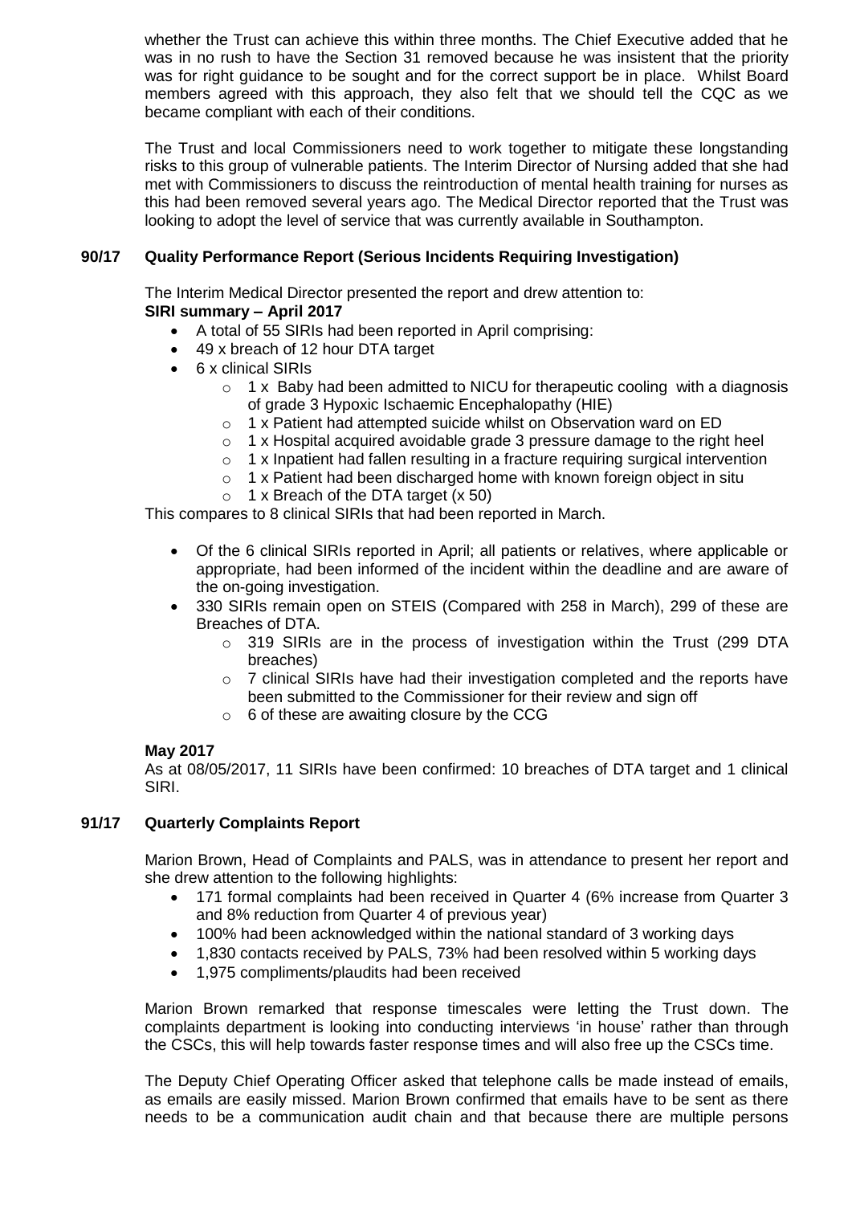whether the Trust can achieve this within three months. The Chief Executive added that he was in no rush to have the Section 31 removed because he was insistent that the priority was for right guidance to be sought and for the correct support be in place. Whilst Board members agreed with this approach, they also felt that we should tell the CQC as we became compliant with each of their conditions.

The Trust and local Commissioners need to work together to mitigate these longstanding risks to this group of vulnerable patients. The Interim Director of Nursing added that she had met with Commissioners to discuss the reintroduction of mental health training for nurses as this had been removed several years ago. The Medical Director reported that the Trust was looking to adopt the level of service that was currently available in Southampton.

**90/17 Quality Performance Report (Serious Incidents Requiring Investigation)**

The Interim Medical Director presented the report and drew attention to:

**SIRI summary – April 2017**

- A total of 55 SIRIs had been reported in April comprising:
- 49 x breach of 12 hour DTA target
- 6 x clinical SIRIs
  - 1 x Baby had been admitted to NICU for therapeutic cooling with a diagnosis of grade 3 Hypoxic Ischaemic Encephalopathy (HIE)
  - 1 x Patient had attempted suicide whilst on Observation ward on ED
  - 1 x Hospital acquired avoidable grade 3 pressure damage to the right heel
  - 1 x Inpatient had fallen resulting in a fracture requiring surgical intervention
  - 1 x Patient had been discharged home with known foreign object in situ
  - 1 x Breach of the DTA target (x 50)

This compares to 8 clinical SIRIs that had been reported in March.

- Of the 6 clinical SIRIs reported in April; all patients or relatives, where applicable or appropriate, had been informed of the incident within the deadline and are aware of the on-going investigation.
- 330 SIRIs remain open on STEIS (Compared with 258 in March), 299 of these are Breaches of DTA.
  - 319 SIRIs are in the process of investigation within the Trust (299 DTA breaches)
  - 7 clinical SIRIs have had their investigation completed and the reports have been submitted to the Commissioner for their review and sign off
  - 6 of these are awaiting closure by the CCG

**May 2017**

As at 08/05/2017, 11 SIRIs have been confirmed: 10 breaches of DTA target and 1 clinical SIRI.

**91/17 Quarterly Complaints Report**

Marion Brown, Head of Complaints and PALS, was in attendance to present her report and she drew attention to the following highlights:

- 171 formal complaints had been received in Quarter 4 (6% increase from Quarter 3 and 8% reduction from Quarter 4 of previous year)
- 100% had been acknowledged within the national standard of 3 working days
- 1,830 contacts received by PALS, 73% had been resolved within 5 working days
- 1,975 compliments/plaudits had been received

Marion Brown remarked that response timescales were letting the Trust down. The complaints department is looking into conducting interviews 'in house' rather than through the CSCs, this will help towards faster response times and will also free up the CSCs time.

The Deputy Chief Operating Officer asked that telephone calls be made instead of emails, as emails are easily missed. Marion Brown confirmed that emails have to be sent as there needs to be a communication audit chain and that because there are multiple persons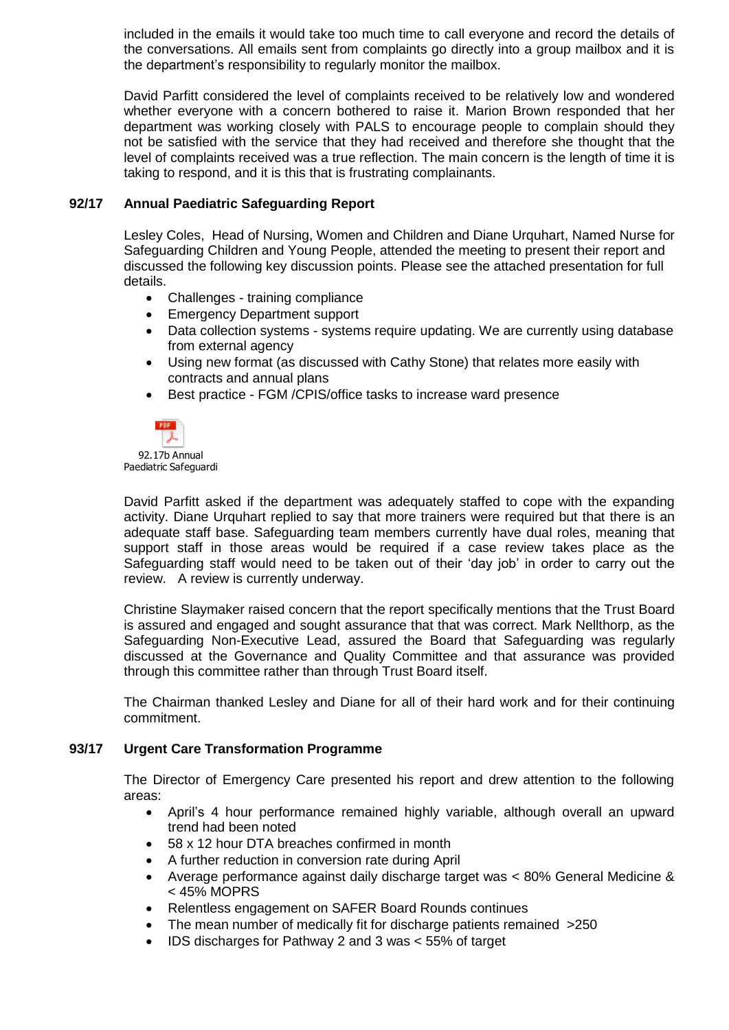included in the emails it would take too much time to call everyone and record the details of the conversations. All emails sent from complaints go directly into a group mailbox and it is the department's responsibility to regularly monitor the mailbox.

David Parfitt considered the level of complaints received to be relatively low and wondered whether everyone with a concern bothered to raise it. Marion Brown responded that her department was working closely with PALS to encourage people to complain should they not be satisfied with the service that they had received and therefore she thought that the level of complaints received was a true reflection. The main concern is the length of time it is taking to respond, and it is this that is frustrating complainants.

**92/17 Annual Paediatric Safeguarding Report**

Lesley Coles, Head of Nursing, Women and Children and Diane Urquhart, Named Nurse for Safeguarding Children and Young People, attended the meeting to present their report and discussed the following key discussion points. Please see the attached presentation for full details.

- Challenges - training compliance
- Emergency Department support
- Data collection systems - systems require updating. We are currently using database from external agency
- Using new format (as discussed with Cathy Stone) that relates more easily with contracts and annual plans
- Best practice - FGM /CPIS/office tasks to increase ward presence

92.17b Annual Paediatric Safeguardi

David Parfitt asked if the department was adequately staffed to cope with the expanding activity. Diane Urquhart replied to say that more trainers were required but that there is an adequate staff base. Safeguarding team members currently have dual roles, meaning that support staff in those areas would be required if a case review takes place as the Safeguarding staff would need to be taken out of their 'day job' in order to carry out the review. A review is currently underway.

Christine Slaymaker raised concern that the report specifically mentions that the Trust Board is assured and engaged and sought assurance that that was correct. Mark Nellthorp, as the Safeguarding Non-Executive Lead, assured the Board that Safeguarding was regularly discussed at the Governance and Quality Committee and that assurance was provided through this committee rather than through Trust Board itself.

The Chairman thanked Lesley and Diane for all of their hard work and for their continuing commitment.

**93/17 Urgent Care Transformation Programme**

The Director of Emergency Care presented his report and drew attention to the following areas:

- April's 4 hour performance remained highly variable, although overall an upward trend had been noted
- 58 x 12 hour DTA breaches confirmed in month
- A further reduction in conversion rate during April
- Average performance against daily discharge target was < 80% General Medicine & < 45% MOPRS
- Relentless engagement on SAFER Board Rounds continues
- The mean number of medically fit for discharge patients remained >250
- IDS discharges for Pathway 2 and 3 was < 55% of target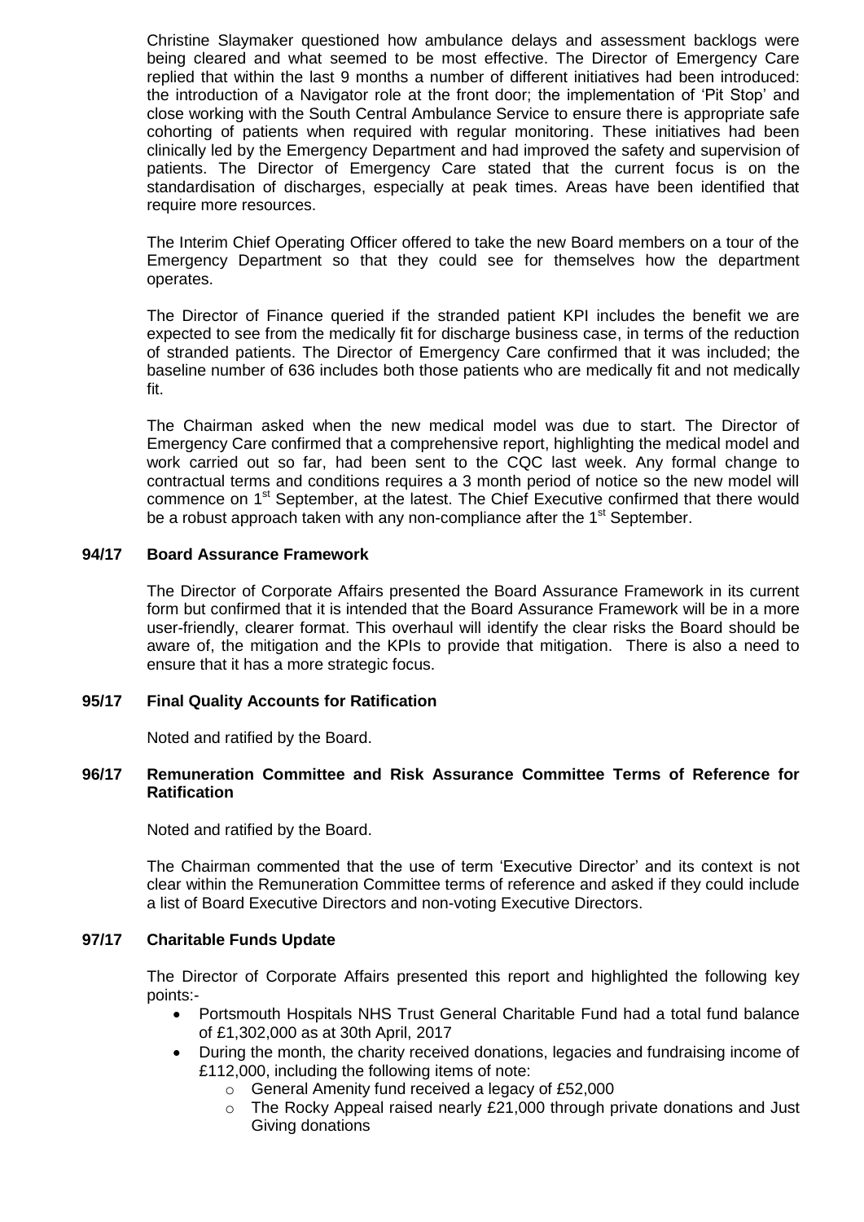Christine Slaymaker questioned how ambulance delays and assessment backlogs were being cleared and what seemed to be most effective. The Director of Emergency Care replied that within the last 9 months a number of different initiatives had been introduced: the introduction of a Navigator role at the front door; the implementation of 'Pit Stop' and close working with the South Central Ambulance Service to ensure there is appropriate safe cohorting of patients when required with regular monitoring. These initiatives had been clinically led by the Emergency Department and had improved the safety and supervision of patients. The Director of Emergency Care stated that the current focus is on the standardisation of discharges, especially at peak times. Areas have been identified that require more resources.

The Interim Chief Operating Officer offered to take the new Board members on a tour of the Emergency Department so that they could see for themselves how the department operates.

The Director of Finance queried if the stranded patient KPI includes the benefit we are expected to see from the medically fit for discharge business case, in terms of the reduction of stranded patients. The Director of Emergency Care confirmed that it was included; the baseline number of 636 includes both those patients who are medically fit and not medically fit.

The Chairman asked when the new medical model was due to start. The Director of Emergency Care confirmed that a comprehensive report, highlighting the medical model and work carried out so far, had been sent to the CQC last week. Any formal change to contractual terms and conditions requires a 3 month period of notice so the new model will commence on 1st September, at the latest. The Chief Executive confirmed that there would be a robust approach taken with any non-compliance after the 1st September.

**94/17 Board Assurance Framework**

The Director of Corporate Affairs presented the Board Assurance Framework in its current form but confirmed that it is intended that the Board Assurance Framework will be in a more user-friendly, clearer format. This overhaul will identify the clear risks the Board should be aware of, the mitigation and the KPIs to provide that mitigation. There is also a need to ensure that it has a more strategic focus.

**95/17 Final Quality Accounts for Ratification**

Noted and ratified by the Board.

**96/17 Remuneration Committee and Risk Assurance Committee Terms of Reference for Ratification**

Noted and ratified by the Board.

The Chairman commented that the use of term 'Executive Director' and its context is not clear within the Remuneration Committee terms of reference and asked if they could include a list of Board Executive Directors and non-voting Executive Directors.

**97/17 Charitable Funds Update**

The Director of Corporate Affairs presented this report and highlighted the following key points:-

- Portsmouth Hospitals NHS Trust General Charitable Fund had a total fund balance of £1,302,000 as at 30th April, 2017
- During the month, the charity received donations, legacies and fundraising income of £112,000, including the following items of note:
  - General Amenity fund received a legacy of £52,000
  - The Rocky Appeal raised nearly £21,000 through private donations and Just Giving donations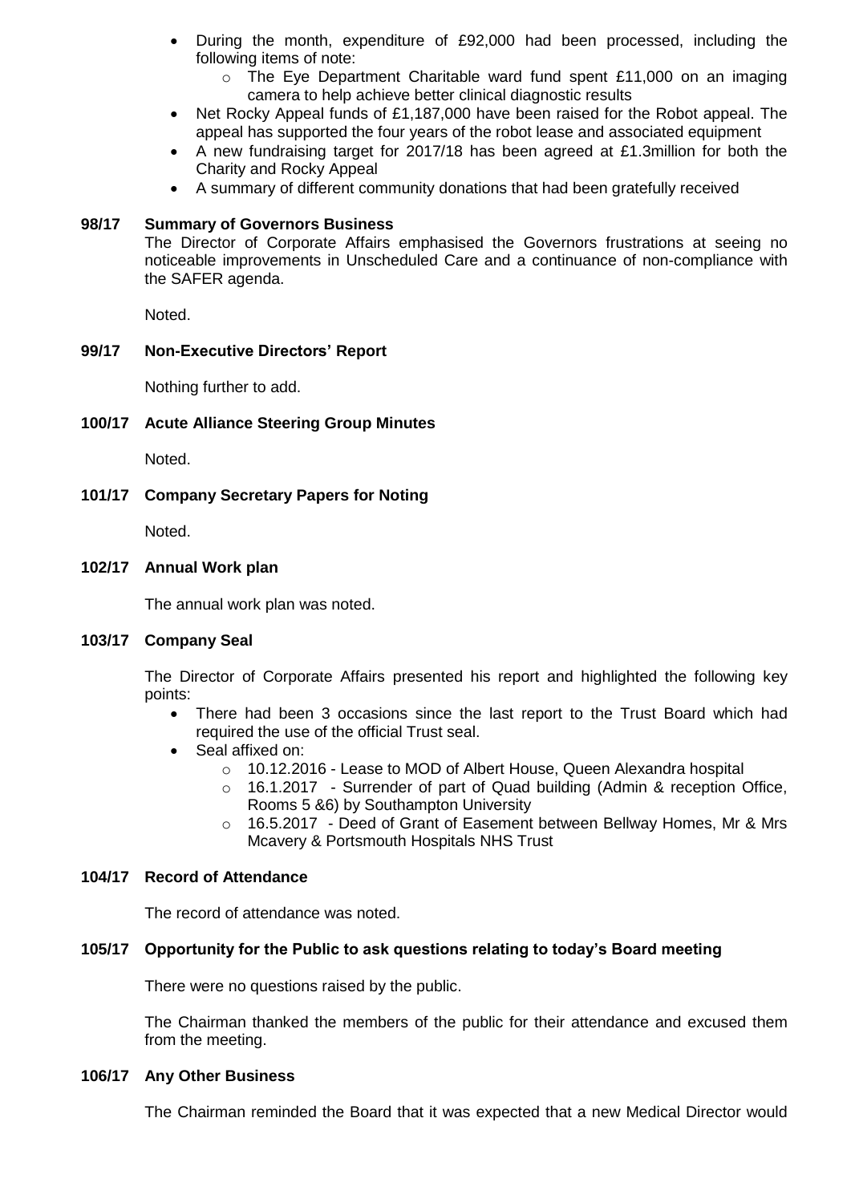- During the month, expenditure of £92,000 had been processed, including the following items of note:
  - The Eye Department Charitable ward fund spent £11,000 on an imaging camera to help achieve better clinical diagnostic results
- Net Rocky Appeal funds of £1,187,000 have been raised for the Robot appeal. The appeal has supported the four years of the robot lease and associated equipment
- A new fundraising target for 2017/18 has been agreed at £1.3million for both the Charity and Rocky Appeal
- A summary of different community donations that had been gratefully received

**98/17 Summary of Governors Business**

The Director of Corporate Affairs emphasised the Governors frustrations at seeing no noticeable improvements in Unscheduled Care and a continuance of non-compliance with the SAFER agenda.

Noted.

**99/17 Non-Executive Directors' Report**

Nothing further to add.

**100/17 Acute Alliance Steering Group Minutes**

Noted.

**101/17 Company Secretary Papers for Noting**

Noted.

**102/17 Annual Work plan**

The annual work plan was noted.

**103/17 Company Seal**

The Director of Corporate Affairs presented his report and highlighted the following key points:

- There had been 3 occasions since the last report to the Trust Board which had required the use of the official Trust seal.
- Seal affixed on:
  - 10.12.2016 - Lease to MOD of Albert House, Queen Alexandra hospital
  - 16.1.2017 - Surrender of part of Quad building (Admin & reception Office, Rooms 5 &6) by Southampton University
  - 16.5.2017 - Deed of Grant of Easement between Bellway Homes, Mr & Mrs Mcavery & Portsmouth Hospitals NHS Trust

**104/17 Record of Attendance**

The record of attendance was noted.

**105/17 Opportunity for the Public to ask questions relating to today's Board meeting**

There were no questions raised by the public.

The Chairman thanked the members of the public for their attendance and excused them from the meeting.

**106/17 Any Other Business**

The Chairman reminded the Board that it was expected that a new Medical Director would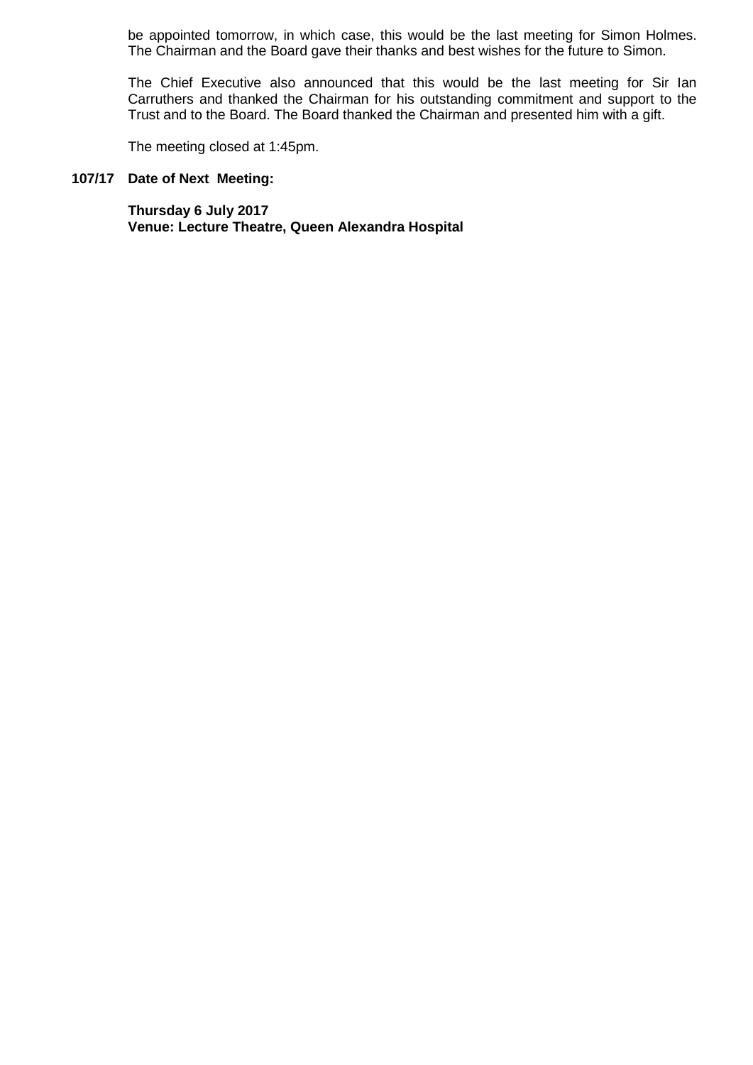be appointed tomorrow, in which case, this would be the last meeting for Simon Holmes. The Chairman and the Board gave their thanks and best wishes for the future to Simon.

The Chief Executive also announced that this would be the last meeting for Sir Ian Carruthers and thanked the Chairman for his outstanding commitment and support to the Trust and to the Board. The Board thanked the Chairman and presented him with a gift.

The meeting closed at 1:45pm.

**107/17 Date of Next Meeting:**

**Thursday 6 July 2017**
**Venue: Lecture Theatre, Queen Alexandra Hospital**